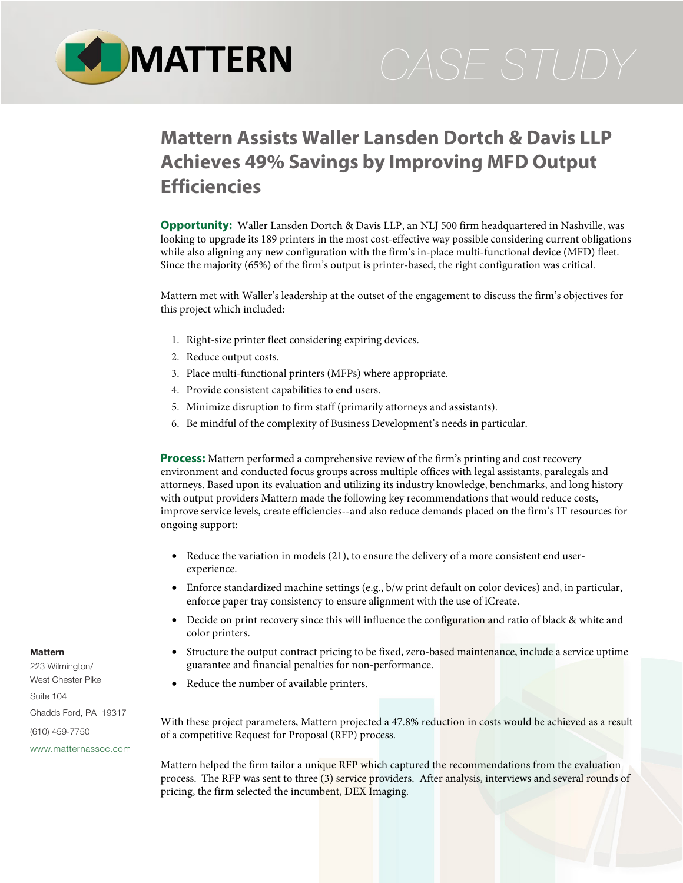MATTERN

CASE STUDY

# Mattern Assists Waller Lansden Dortch & Davis LLP Achieves 49% Savings by Improving MFD Output Efficiencies

**Opportunity:** Waller Lansden Dortch & Davis LLP, an NLJ 500 firm headquartered in Nashville, was looking to upgrade its 189 printers in the most cost-effective way possible considering current obligations while also aligning any new configuration with the firm's in-place multi-functional device (MFD) fleet. Since the majority (65%) of the firm's output is printer-based, the right configuration was critical.

Mattern met with Waller's leadership at the outset of the engagement to discuss the firm's objectives for this project which included:

1. Right-size printer fleet considering expiring devices.
2. Reduce output costs.
3. Place multi-functional printers (MFPs) where appropriate.
4. Provide consistent capabilities to end users.
5. Minimize disruption to firm staff (primarily attorneys and assistants).
6. Be mindful of the complexity of Business Development's needs in particular.

**Process:** Mattern performed a comprehensive review of the firm's printing and cost recovery environment and conducted focus groups across multiple offices with legal assistants, paralegals and attorneys. Based upon its evaluation and utilizing its industry knowledge, benchmarks, and long history with output providers Mattern made the following key recommendations that would reduce costs, improve service levels, create efficiencies--and also reduce demands placed on the firm's IT resources for ongoing support:

- Reduce the variation in models (21), to ensure the delivery of a more consistent end user-experience.
- Enforce standardized machine settings (e.g., b/w print default on color devices) and, in particular, enforce paper tray consistency to ensure alignment with the use of iCreate.
- Decide on print recovery since this will influence the configuration and ratio of black & white and color printers.
- Structure the output contract pricing to be fixed, zero-based maintenance, include a service uptime guarantee and financial penalties for non-performance.
- Reduce the number of available printers.

With these project parameters, Mattern projected a 47.8% reduction in costs would be achieved as a result of a competitive Request for Proposal (RFP) process.

Mattern helped the firm tailor a unique RFP which captured the recommendations from the evaluation process. The RFP was sent to three (3) service providers. After analysis, interviews and several rounds of pricing, the firm selected the incumbent, DEX Imaging.

**Mattern**
223 Wilmington/
West Chester Pike
Suite 104
Chadds Ford, PA 19317
(610) 459-7750
www.matternassoc.com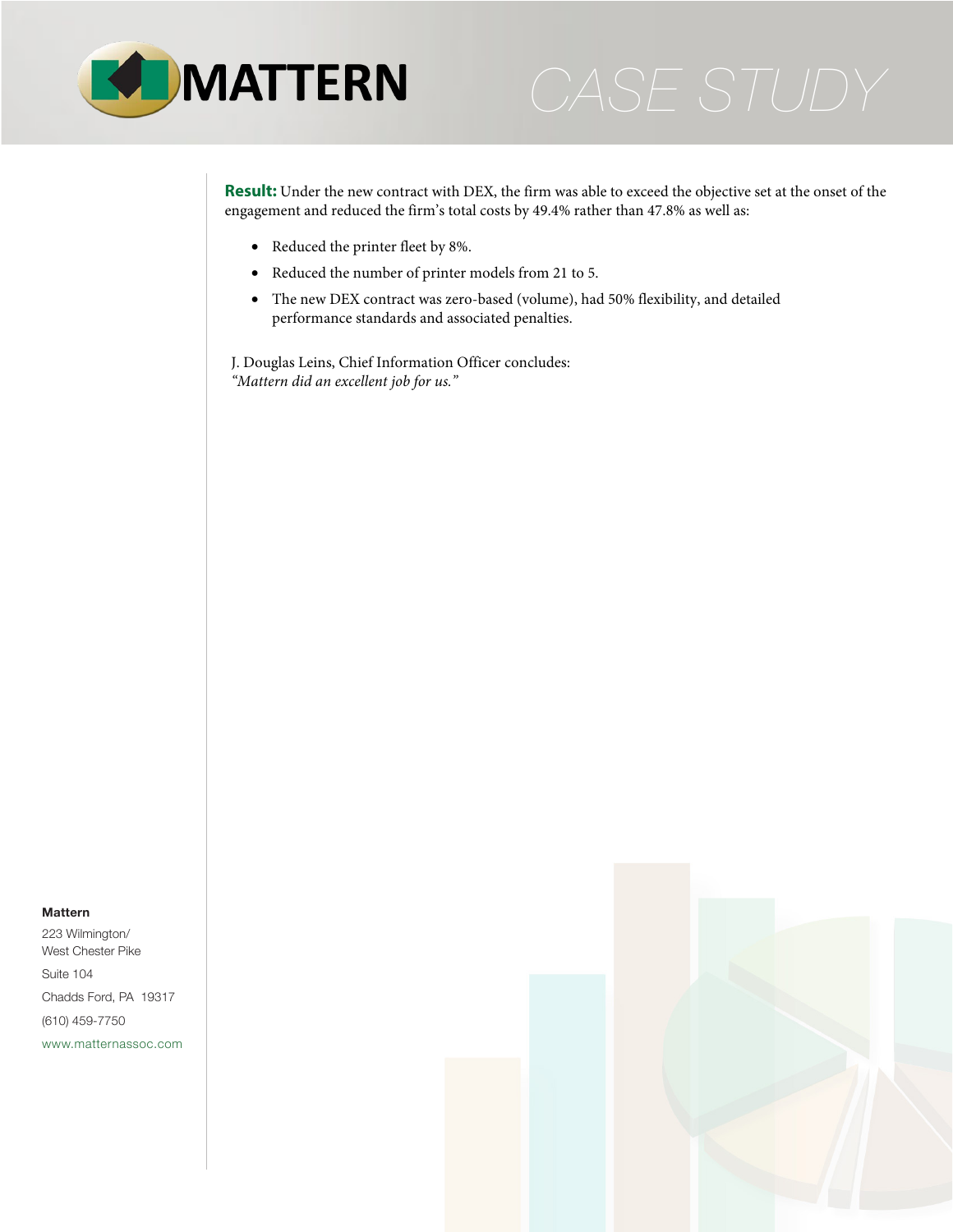**Result:** Under the new contract with DEX, the firm was able to exceed the objective set at the onset of the engagement and reduced the firm's total costs by 49.4% rather than 47.8% as well as:

- Reduced the printer fleet by 8%.
- Reduced the number of printer models from 21 to 5.
- The new DEX contract was zero-based (volume), had 50% flexibility, and detailed performance standards and associated penalties.

J. Douglas Leins, Chief Information Officer concludes:
*"Mattern did an excellent job for us."*

**Mattern**
223 Wilmington/
West Chester Pike
Suite 104
Chadds Ford, PA 19317
(610) 459-7750
www.matternassoc.com